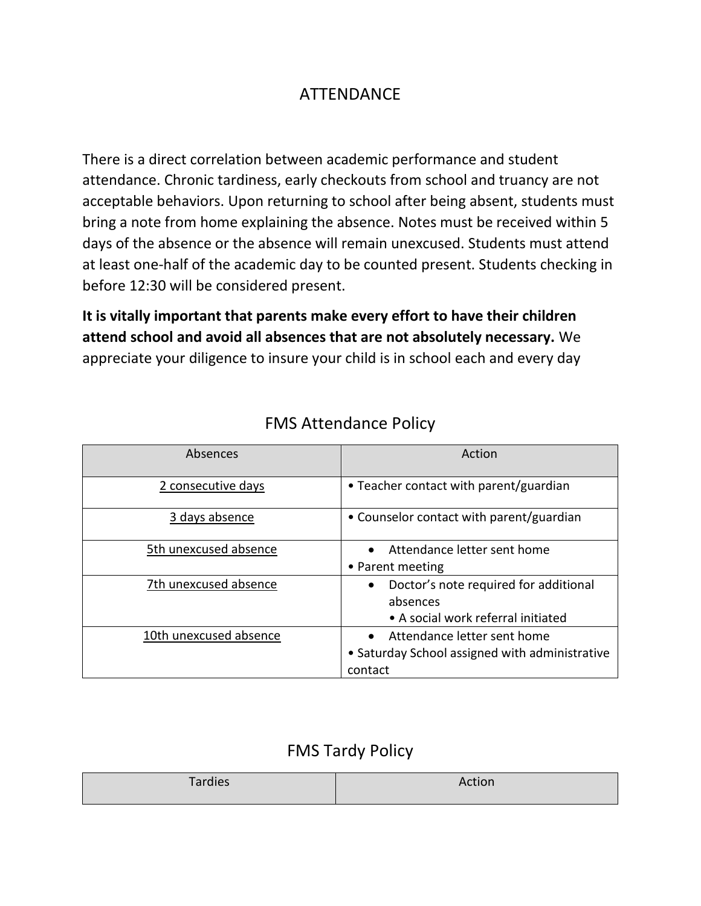# ATTENDANCE

There is a direct correlation between academic performance and student attendance. Chronic tardiness, early checkouts from school and truancy are not acceptable behaviors. Upon returning to school after being absent, students must bring a note from home explaining the absence. Notes must be received within 5 days of the absence or the absence will remain unexcused. Students must attend at least one-half of the academic day to be counted present. Students checking in before 12:30 will be considered present.

**It is vitally important that parents make every effort to have their children attend school and avoid all absences that are not absolutely necessary.** We appreciate your diligence to insure your child is in school each and every day

## FMS Attendance Policy

| Absences | Action |
|---|---|
| 2 consecutive days | • Teacher contact with parent/guardian |
| 3 days absence | • Counselor contact with parent/guardian |
| 5th unexcused absence | • Attendance letter sent home<br>• Parent meeting |
| 7th unexcused absence | • Doctor's note required for additional absences<br>• A social work referral initiated |
| 10th unexcused absence | • Attendance letter sent home<br>• Saturday School assigned with administrative contact |

## FMS Tardy Policy

| Tardies | Action |
|---|---|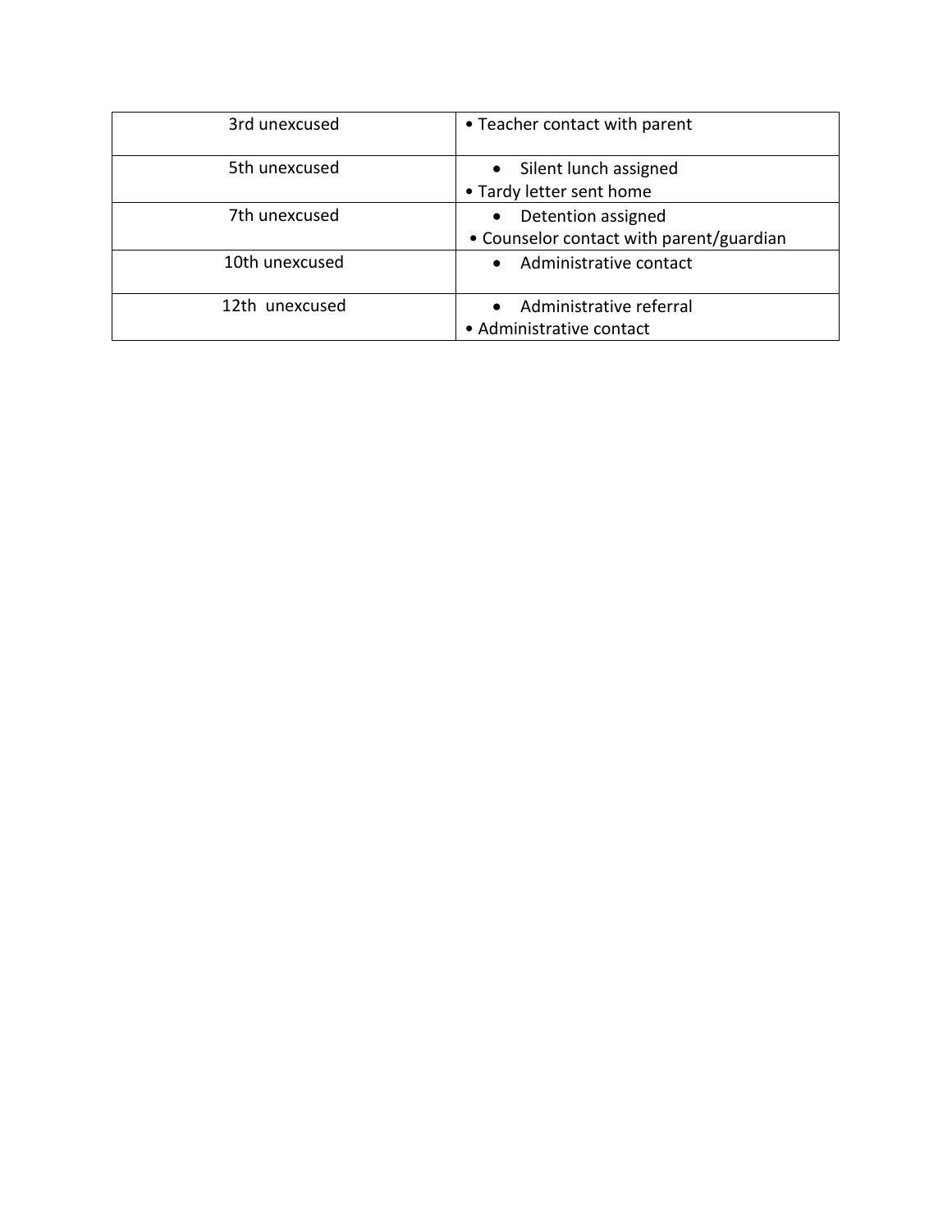| | |
|---|---|
| 3rd unexcused | • Teacher contact with parent |
| 5th unexcused | • Silent lunch assigned<br>• Tardy letter sent home |
| 7th unexcused | • Detention assigned<br>• Counselor contact with parent/guardian |
| 10th unexcused | • Administrative contact |
| 12th unexcused | • Administrative referral<br>• Administrative contact |